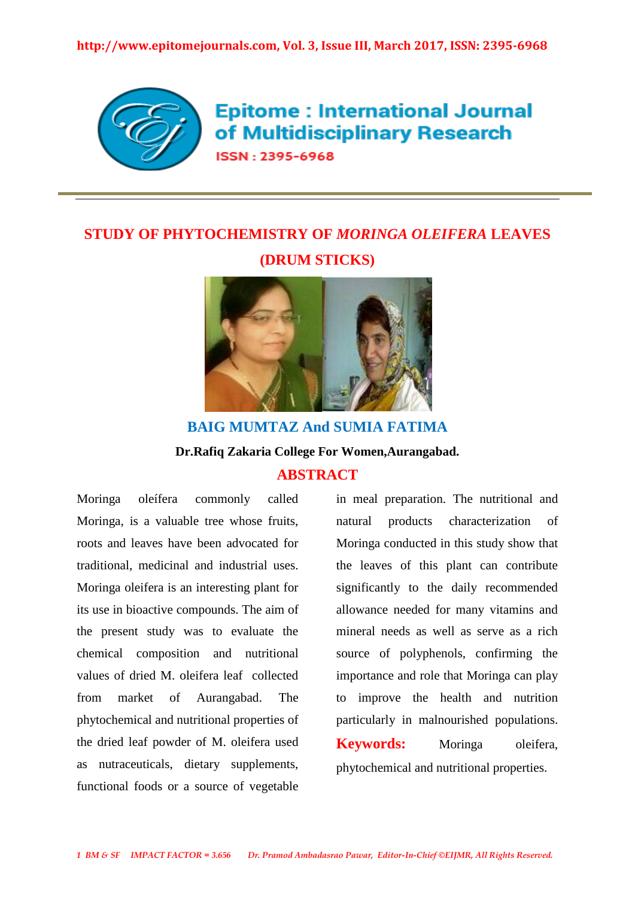# STUDY OF PHYTOCHEMISTRY OF *MORINGA OLEIFERA* LEAVES (DRUM STICKS)

**BAIG MUMTAZ And SUMIA FATIMA**

**Dr.Rafiq Zakaria College For Women,Aurangabad.**

## ABSTRACT

Moringa oleífera commonly called Moringa, is a valuable tree whose fruits, roots and leaves have been advocated for traditional, medicinal and industrial uses. Moringa oleifera is an interesting plant for its use in bioactive compounds. The aim of the present study was to evaluate the chemical composition and nutritional values of dried M. oleifera leaf collected from market of Aurangabad. The phytochemical and nutritional properties of the dried leaf powder of M. oleifera used as nutraceuticals, dietary supplements, functional foods or a source of vegetable in meal preparation. The nutritional and natural products characterization of Moringa conducted in this study show that the leaves of this plant can contribute significantly to the daily recommended allowance needed for many vitamins and mineral needs as well as serve as a rich source of polyphenols, confirming the importance and role that Moringa can play to improve the health and nutrition particularly in malnourished populations.

**Keywords:** Moringa oleifera, phytochemical and nutritional properties.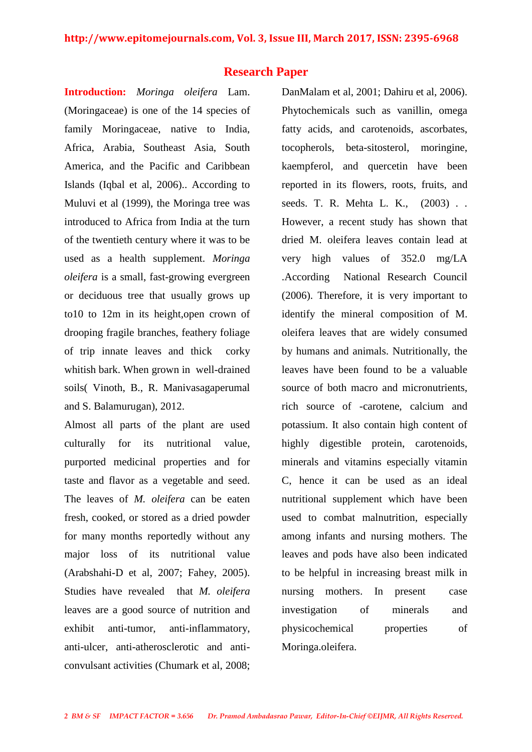## Research Paper

**Introduction:** *Moringa oleifera* Lam. (Moringaceae) is one of the 14 species of family Moringaceae, native to India, Africa, Arabia, Southeast Asia, South America, and the Pacific and Caribbean Islands (Iqbal et al, 2006).. According to Muluvi et al (1999), the Moringa tree was introduced to Africa from India at the turn of the twentieth century where it was to be used as a health supplement. *Moringa oleifera* is a small, fast-growing evergreen or deciduous tree that usually grows up to10 to 12m in its height,open crown of drooping fragile branches, feathery foliage of trip innate leaves and thick corky whitish bark. When grown in well-drained soils( Vinoth, B., R. Manivasagaperumal and S. Balamurugan), 2012.

Almost all parts of the plant are used culturally for its nutritional value, purported medicinal properties and for taste and flavor as a vegetable and seed. The leaves of *M. oleifera* can be eaten fresh, cooked, or stored as a dried powder for many months reportedly without any major loss of its nutritional value (Arabshahi-D et al, 2007; Fahey, 2005). Studies have revealed that *M. oleifera* leaves are a good source of nutrition and exhibit anti-tumor, anti-inflammatory, anti-ulcer, anti-atherosclerotic and anti-convulsant activities (Chumark et al, 2008; DanMalam et al, 2001; Dahiru et al, 2006). Phytochemicals such as vanillin, omega fatty acids, and carotenoids, ascorbates, tocopherols, beta-sitosterol, moringine, kaempferol, and quercetin have been reported in its flowers, roots, fruits, and seeds. T. R. Mehta L. K., (2003) . . However, a recent study has shown that dried M. oleifera leaves contain lead at very high values of 352.0 mg/LA .According National Research Council (2006). Therefore, it is very important to identify the mineral composition of M. oleifera leaves that are widely consumed by humans and animals. Nutritionally, the leaves have been found to be a valuable source of both macro and micronutrients, rich source of -carotene, calcium and potassium. It also contain high content of highly digestible protein, carotenoids, minerals and vitamins especially vitamin C, hence it can be used as an ideal nutritional supplement which have been used to combat malnutrition, especially among infants and nursing mothers. The leaves and pods have also been indicated to be helpful in increasing breast milk in nursing mothers. In present case investigation of minerals and physicochemical properties of Moringa.oleifera.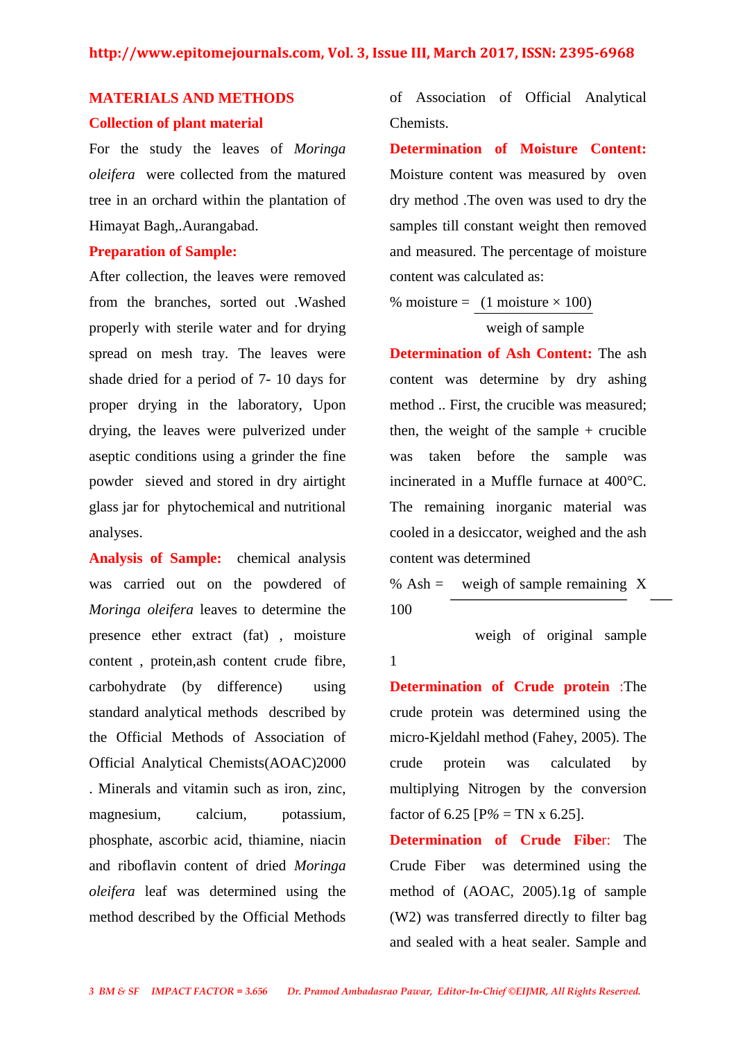## MATERIALS AND METHODS

### Collection of plant material

For the study the leaves of *Moringa oleifera* were collected from the matured tree in an orchard within the plantation of Himayat Bagh,.Aurangabad.

### Preparation of Sample:

After collection, the leaves were removed from the branches, sorted out .Washed properly with sterile water and for drying spread on mesh tray. The leaves were shade dried for a period of 7- 10 days for proper drying in the laboratory, Upon drying, the leaves were pulverized under aseptic conditions using a grinder the fine powder sieved and stored in dry airtight glass jar for phytochemical and nutritional analyses.

**Analysis of Sample:** chemical analysis was carried out on the powdered of *Moringa oleifera* leaves to determine the presence ether extract (fat) , moisture content , protein,ash content crude fibre, carbohydrate (by difference) using standard analytical methods described by the Official Methods of Association of Official Analytical Chemists(AOAC)2000 . Minerals and vitamin such as iron, zinc, magnesium, calcium, potassium, phosphate, ascorbic acid, thiamine, niacin and riboflavin content of dried *Moringa oleifera* leaf was determined using the method described by the Official Methods of Association of Official Analytical Chemists.

**Determination of Moisture Content:** Moisture content was measured by oven dry method .The oven was used to dry the samples till constant weight then removed and measured. The percentage of moisture content was calculated as:

$$\% \text{ moisture} = \frac{(1 \text{ moisture} \times 100)}{\text{weigh of sample}}$$

**Determination of Ash Content:** The ash content was determine by dry ashing method .. First, the crucible was measured; then, the weight of the sample + crucible was taken before the sample was incinerated in a Muffle furnace at 400°C. The remaining inorganic material was cooled in a desiccator, weighed and the ash content was determined

$$\% \text{ Ash} = \frac{\text{weigh of sample remaining}}{\text{weigh of original sample}} \times \frac{100}{1}$$

**Determination of Crude protein** :The crude protein was determined using the micro-Kjeldahl method (Fahey, 2005). The crude protein was calculated by multiplying Nitrogen by the conversion factor of 6.25 [P% = TN x 6.25].

**Determination of Crude Fiber**: The Crude Fiber was determined using the method of (AOAC, 2005).1g of sample (W2) was transferred directly to filter bag and sealed with a heat sealer. Sample and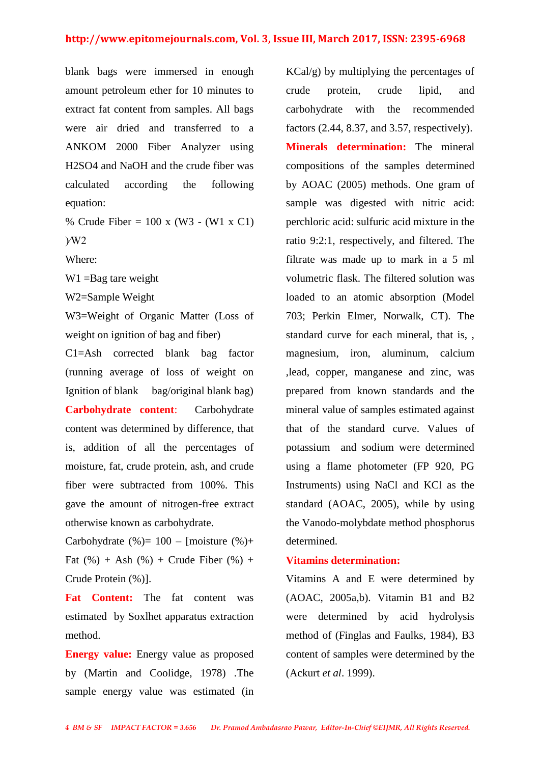blank bags were immersed in enough amount petroleum ether for 10 minutes to extract fat content from samples. All bags were air dried and transferred to a ANKOM 2000 Fiber Analyzer using $H_2SO_4$ and NaOH and the crude fiber was calculated according the following equation:

% Crude Fiber = 100 x (W3 - (W1 x C1) )/W2

Where:

W1 =Bag tare weight

W2=Sample Weight

W3=Weight of Organic Matter (Loss of weight on ignition of bag and fiber)

C1=Ash corrected blank bag factor (running average of loss of weight on Ignition of blank bag/original blank bag)

**Carbohydrate content**: Carbohydrate content was determined by difference, that is, addition of all the percentages of moisture, fat, crude protein, ash, and crude fiber were subtracted from 100%. This gave the amount of nitrogen-free extract otherwise known as carbohydrate.

Carbohydrate (%)= 100 – [moisture (%)+ Fat (%) + Ash (%) + Crude Fiber (%) + Crude Protein (%)].

**Fat Content:** The fat content was estimated by Soxlhet apparatus extraction method.

**Energy value:** Energy value as proposed by (Martin and Coolidge, 1978) .The sample energy value was estimated (in KCal/g) by multiplying the percentages of crude protein, crude lipid, and carbohydrate with the recommended factors (2.44, 8.37, and 3.57, respectively).

**Minerals determination:** The mineral compositions of the samples determined by AOAC (2005) methods. One gram of sample was digested with nitric acid: perchloric acid: sulfuric acid mixture in the ratio 9:2:1, respectively, and filtered. The filtrate was made up to mark in a 5 ml volumetric flask. The filtered solution was loaded to an atomic absorption (Model 703; Perkin Elmer, Norwalk, CT). The standard curve for each mineral, that is, , magnesium, iron, aluminum, calcium ,lead, copper, manganese and zinc, was prepared from known standards and the mineral value of samples estimated against that of the standard curve. Values of potassium and sodium were determined using a flame photometer (FP 920, PG Instruments) using NaCl and KCl as the standard (AOAC, 2005), while by using the Vanodo-molybdate method phosphorus determined.

**Vitamins determination:**

Vitamins A and E were determined by (AOAC, 2005a,b). Vitamin B1 and B2 were determined by acid hydrolysis method of (Finglas and Faulks, 1984), B3 content of samples were determined by the (Ackurt *et al*. 1999).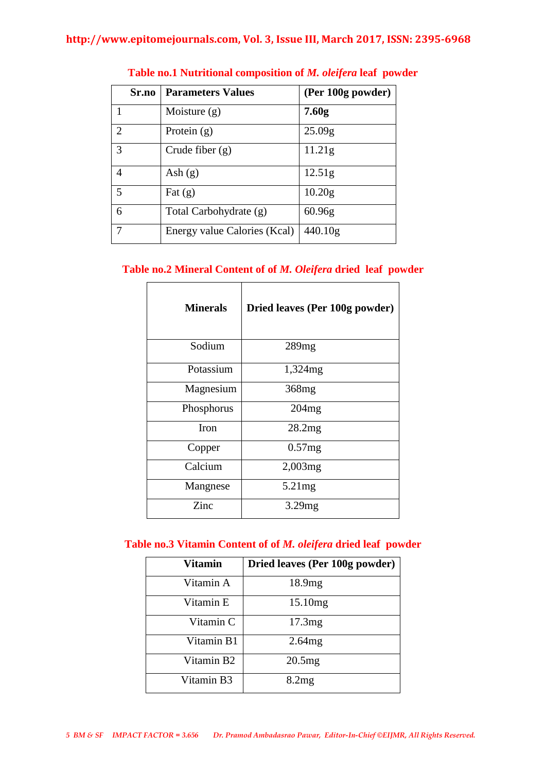**Table no.1 Nutritional composition of *M. oleifera* leaf powder**

| Sr.no | Parameters Values | (Per 100g powder) |
|---|---|---|
| 1 | Moisture (g) | **7.60g** |
| 2 | Protein (g) | 25.09g |
| 3 | Crude fiber (g) | 11.21g |
| 4 | Ash (g) | 12.51g |
| 5 | Fat (g) | 10.20g |
| 6 | Total Carbohydrate (g) | 60.96g |
| 7 | Energy value Calories (Kcal) | 440.10g |

**Table no.2 Mineral Content of of *M. Oleifera* dried leaf powder**

| Minerals | Dried leaves (Per 100g powder) |
|---|---|
| Sodium | 289mg |
| Potassium | 1,324mg |
| Magnesium | 368mg |
| Phosphorus | 204mg |
| Iron | 28.2mg |
| Copper | 0.57mg |
| Calcium | 2,003mg |
| Mangnese | 5.21mg |
| Zinc | 3.29mg |

**Table no.3 Vitamin Content of of *M. oleifera* dried leaf powder**

| Vitamin | Dried leaves (Per 100g powder) |
|---|---|
| Vitamin A | 18.9mg |
| Vitamin E | 15.10mg |
| Vitamin C | 17.3mg |
| Vitamin B1 | 2.64mg |
| Vitamin B2 | 20.5mg |
| Vitamin B3 | 8.2mg |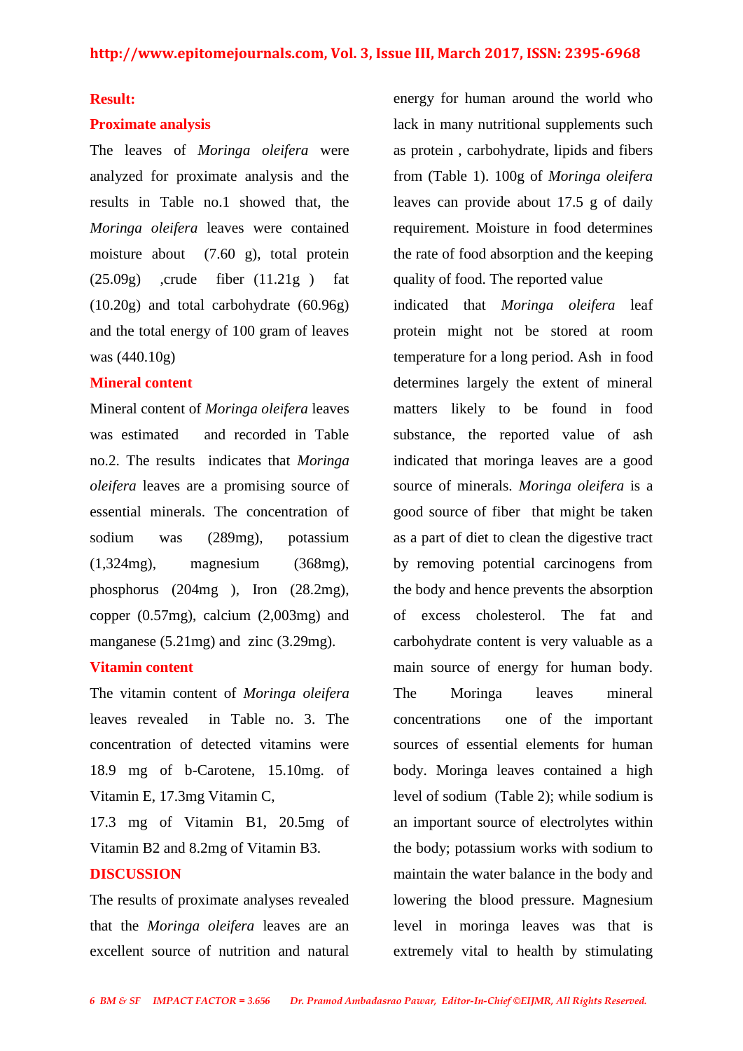## Result:

### Proximate analysis

The leaves of *Moringa oleifera* were analyzed for proximate analysis and the results in Table no.1 showed that, the *Moringa oleifera* leaves were contained moisture about (7.60 g), total protein (25.09g) ,crude fiber (11.21g ) fat (10.20g) and total carbohydrate (60.96g) and the total energy of 100 gram of leaves was (440.10g)

### Mineral content

Mineral content of *Moringa oleifera* leaves was estimated and recorded in Table no.2. The results indicates that *Moringa oleifera* leaves are a promising source of essential minerals. The concentration of sodium was (289mg), potassium (1,324mg), magnesium (368mg), phosphorus (204mg ), Iron (28.2mg), copper (0.57mg), calcium (2,003mg) and manganese (5.21mg) and zinc (3.29mg).

### Vitamin content

The vitamin content of *Moringa oleifera* leaves revealed in Table no. 3. The concentration of detected vitamins were 18.9 mg of b-Carotene, 15.10mg. of Vitamin E, 17.3mg Vitamin C, 17.3 mg of Vitamin B1, 20.5mg of Vitamin B2 and 8.2mg of Vitamin B3.

## DISCUSSION

The results of proximate analyses revealed that the *Moringa oleifera* leaves are an excellent source of nutrition and natural energy for human around the world who lack in many nutritional supplements such as protein , carbohydrate, lipids and fibers from (Table 1). 100g of *Moringa oleifera* leaves can provide about 17.5 g of daily requirement. Moisture in food determines the rate of food absorption and the keeping quality of food. The reported value indicated that *Moringa oleifera* leaf protein might not be stored at room temperature for a long period. Ash in food determines largely the extent of mineral matters likely to be found in food substance, the reported value of ash indicated that moringa leaves are a good source of minerals. *Moringa oleifera* is a good source of fiber that might be taken as a part of diet to clean the digestive tract by removing potential carcinogens from the body and hence prevents the absorption of excess cholesterol. The fat and carbohydrate content is very valuable as a main source of energy for human body. The Moringa leaves mineral concentrations one of the important sources of essential elements for human body. Moringa leaves contained a high level of sodium (Table 2); while sodium is an important source of electrolytes within the body; potassium works with sodium to maintain the water balance in the body and lowering the blood pressure. Magnesium level in moringa leaves was that is extremely vital to health by stimulating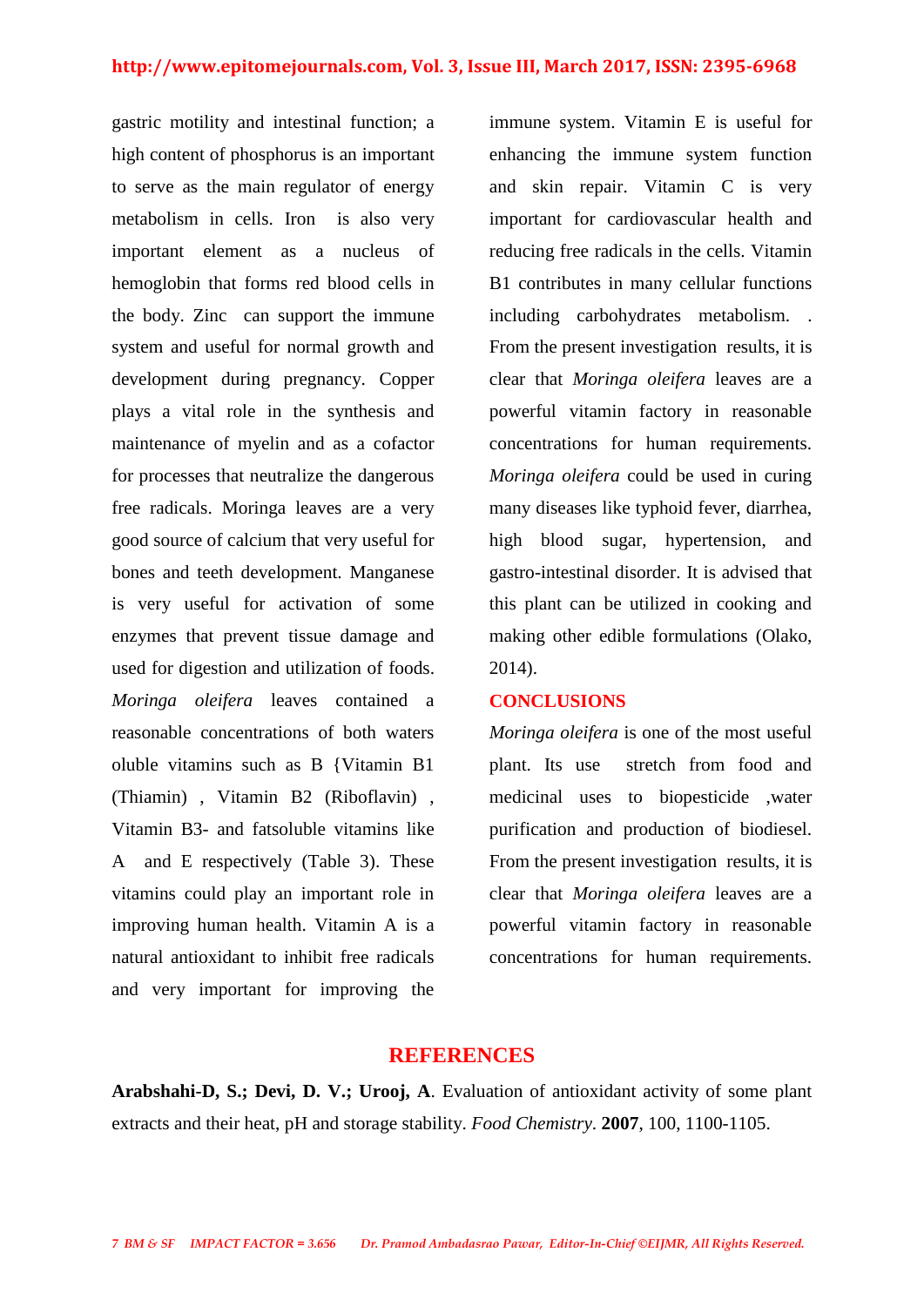gastric motility and intestinal function; a high content of phosphorus is an important to serve as the main regulator of energy metabolism in cells. Iron is also very important element as a nucleus of hemoglobin that forms red blood cells in the body. Zinc can support the immune system and useful for normal growth and development during pregnancy. Copper plays a vital role in the synthesis and maintenance of myelin and as a cofactor for processes that neutralize the dangerous free radicals. Moringa leaves are a very good source of calcium that very useful for bones and teeth development. Manganese is very useful for activation of some enzymes that prevent tissue damage and used for digestion and utilization of foods. *Moringa oleifera* leaves contained a reasonable concentrations of both waters oluble vitamins such as B {Vitamin B1 (Thiamin) , Vitamin B2 (Riboflavin) , Vitamin B3- and fatsoluble vitamins like A and E respectively (Table 3). These vitamins could play an important role in improving human health. Vitamin A is a natural antioxidant to inhibit free radicals and very important for improving the immune system. Vitamin E is useful for enhancing the immune system function and skin repair. Vitamin C is very important for cardiovascular health and reducing free radicals in the cells. Vitamin B1 contributes in many cellular functions including carbohydrates metabolism. . From the present investigation results, it is clear that *Moringa oleifera* leaves are a powerful vitamin factory in reasonable concentrations for human requirements. *Moringa oleifera* could be used in curing many diseases like typhoid fever, diarrhea, high blood sugar, hypertension, and gastro-intestinal disorder. It is advised that this plant can be utilized in cooking and making other edible formulations (Olako, 2014).

## CONCLUSIONS

*Moringa oleifera* is one of the most useful plant. Its use stretch from food and medicinal uses to biopesticide ,water purification and production of biodiesel. From the present investigation results, it is clear that *Moringa oleifera* leaves are a powerful vitamin factory in reasonable concentrations for human requirements.

## REFERENCES

**Arabshahi-D, S.; Devi, D. V.; Urooj, A**. Evaluation of antioxidant activity of some plant extracts and their heat, pH and storage stability. *Food Chemistry*. **2007**, 100, 1100-1105.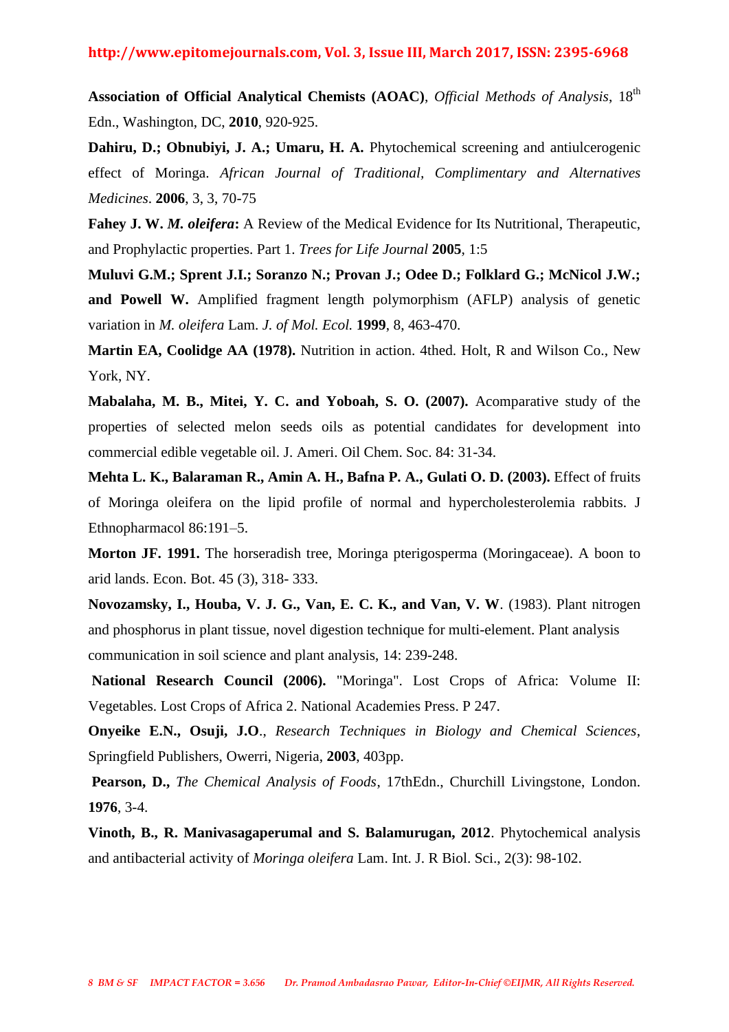**Association of Official Analytical Chemists (AOAC)**, *Official Methods of Analysis*, 18th Edn., Washington, DC, **2010**, 920-925.

**Dahiru, D.; Obnubiyi, J. A.; Umaru, H. A.** Phytochemical screening and antiulcerogenic effect of Moringa. *African Journal of Traditional, Complimentary and Alternatives Medicines*. **2006**, 3, 3, 70-75

**Fahey J. W. *M. oleifera*:** A Review of the Medical Evidence for Its Nutritional, Therapeutic, and Prophylactic properties. Part 1. *Trees for Life Journal* **2005**, 1:5

**Muluvi G.M.; Sprent J.I.; Soranzo N.; Provan J.; Odee D.; Folklard G.; McNicol J.W.; and Powell W.** Amplified fragment length polymorphism (AFLP) analysis of genetic variation in *M. oleifera* Lam. *J. of Mol. Ecol.* **1999**, 8, 463-470.

**Martin EA, Coolidge AA (1978).** Nutrition in action. 4thed. Holt, R and Wilson Co., New York, NY.

**Mabalaha, M. B., Mitei, Y. C. and Yoboah, S. O. (2007).** Acomparative study of the properties of selected melon seeds oils as potential candidates for development into commercial edible vegetable oil. J. Ameri. Oil Chem. Soc. 84: 31-34.

**Mehta L. K., Balaraman R., Amin A. H., Bafna P. A., Gulati O. D. (2003).** Effect of fruits of Moringa oleifera on the lipid profile of normal and hypercholesterolemia rabbits. J Ethnopharmacol 86:191–5.

**Morton JF. 1991.** The horseradish tree, Moringa pterigosperma (Moringaceae). A boon to arid lands. Econ. Bot. 45 (3), 318- 333.

**Novozamsky, I., Houba, V. J. G., Van, E. C. K., and Van, V. W**. (1983). Plant nitrogen and phosphorus in plant tissue, novel digestion technique for multi-element. Plant analysis communication in soil science and plant analysis, 14: 239-248.

**National Research Council (2006).** "Moringa". Lost Crops of Africa: Volume II: Vegetables. Lost Crops of Africa 2. National Academies Press. P 247.

**Onyeike E.N., Osuji, J.O**., *Research Techniques in Biology and Chemical Sciences*, Springfield Publishers, Owerri, Nigeria, **2003**, 403pp.

**Pearson, D.,** *The Chemical Analysis of Foods*, 17thEdn., Churchill Livingstone, London. **1976**, 3-4.

**Vinoth, B., R. Manivasagaperumal and S. Balamurugan, 2012**. Phytochemical analysis and antibacterial activity of *Moringa oleifera* Lam. Int. J. R Biol. Sci., 2(3): 98-102.